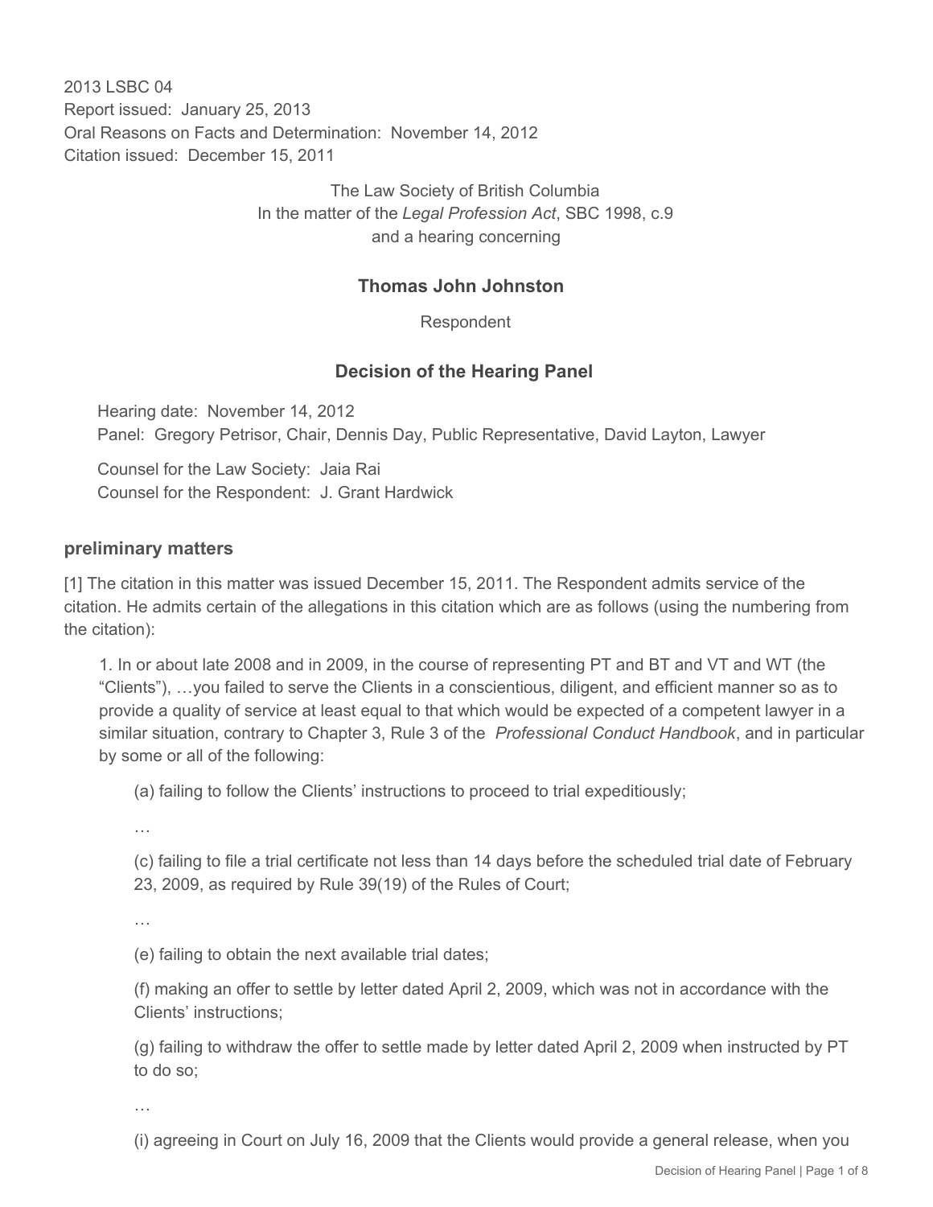2013 LSBC 04
Report issued: January 25, 2013
Oral Reasons on Facts and Determination: November 14, 2012
Citation issued: December 15, 2011

The Law Society of British Columbia
In the matter of the *Legal Profession Act*, SBC 1998, c.9
and a hearing concerning

**Thomas John Johnston**

Respondent

## Decision of the Hearing Panel

Hearing date: November 14, 2012
Panel: Gregory Petrisor, Chair, Dennis Day, Public Representative, David Layton, Lawyer

Counsel for the Law Society: Jaia Rai
Counsel for the Respondent: J. Grant Hardwick

### preliminary matters

[1] The citation in this matter was issued December 15, 2011. The Respondent admits service of the citation. He admits certain of the allegations in this citation which are as follows (using the numbering from the citation):

> 1. In or about late 2008 and in 2009, in the course of representing PT and BT and VT and WT (the "Clients"), …you failed to serve the Clients in a conscientious, diligent, and efficient manner so as to provide a quality of service at least equal to that which would be expected of a competent lawyer in a similar situation, contrary to Chapter 3, Rule 3 of the *Professional Conduct Handbook*, and in particular by some or all of the following:
>
> (a) failing to follow the Clients' instructions to proceed to trial expeditiously;
>
> …
>
> (c) failing to file a trial certificate not less than 14 days before the scheduled trial date of February 23, 2009, as required by Rule 39(19) of the Rules of Court;
>
> …
>
> (e) failing to obtain the next available trial dates;
>
> (f) making an offer to settle by letter dated April 2, 2009, which was not in accordance with the Clients' instructions;
>
> (g) failing to withdraw the offer to settle made by letter dated April 2, 2009 when instructed by PT to do so;
>
> …
>
> (i) agreeing in Court on July 16, 2009 that the Clients would provide a general release, when you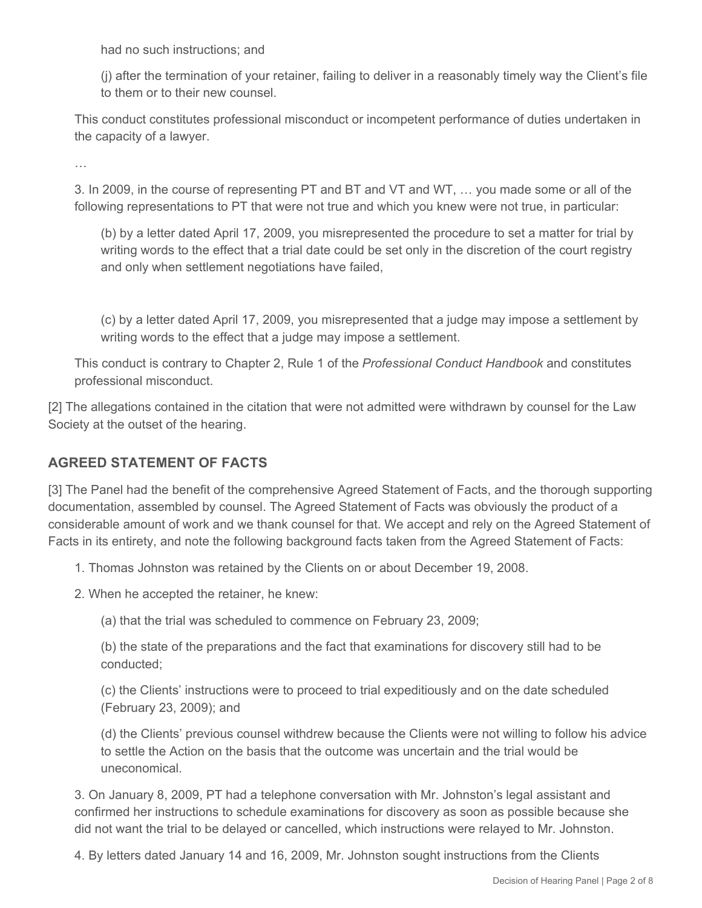had no such instructions; and

(j) after the termination of your retainer, failing to deliver in a reasonably timely way the Client's file to them or to their new counsel.

This conduct constitutes professional misconduct or incompetent performance of duties undertaken in the capacity of a lawyer.

…

3. In 2009, in the course of representing PT and BT and VT and WT, … you made some or all of the following representations to PT that were not true and which you knew were not true, in particular:

(b) by a letter dated April 17, 2009, you misrepresented the procedure to set a matter for trial by writing words to the effect that a trial date could be set only in the discretion of the court registry and only when settlement negotiations have failed,

(c) by a letter dated April 17, 2009, you misrepresented that a judge may impose a settlement by writing words to the effect that a judge may impose a settlement.

This conduct is contrary to Chapter 2, Rule 1 of the *Professional Conduct Handbook* and constitutes professional misconduct.

[2] The allegations contained in the citation that were not admitted were withdrawn by counsel for the Law Society at the outset of the hearing.

## AGREED STATEMENT OF FACTS

[3] The Panel had the benefit of the comprehensive Agreed Statement of Facts, and the thorough supporting documentation, assembled by counsel. The Agreed Statement of Facts was obviously the product of a considerable amount of work and we thank counsel for that. We accept and rely on the Agreed Statement of Facts in its entirety, and note the following background facts taken from the Agreed Statement of Facts:

1. Thomas Johnston was retained by the Clients on or about December 19, 2008.

2. When he accepted the retainer, he knew:

    (a) that the trial was scheduled to commence on February 23, 2009;

    (b) the state of the preparations and the fact that examinations for discovery still had to be conducted;

    (c) the Clients' instructions were to proceed to trial expeditiously and on the date scheduled (February 23, 2009); and

    (d) the Clients' previous counsel withdrew because the Clients were not willing to follow his advice to settle the Action on the basis that the outcome was uncertain and the trial would be uneconomical.

3. On January 8, 2009, PT had a telephone conversation with Mr. Johnston's legal assistant and confirmed her instructions to schedule examinations for discovery as soon as possible because she did not want the trial to be delayed or cancelled, which instructions were relayed to Mr. Johnston.

4. By letters dated January 14 and 16, 2009, Mr. Johnston sought instructions from the Clients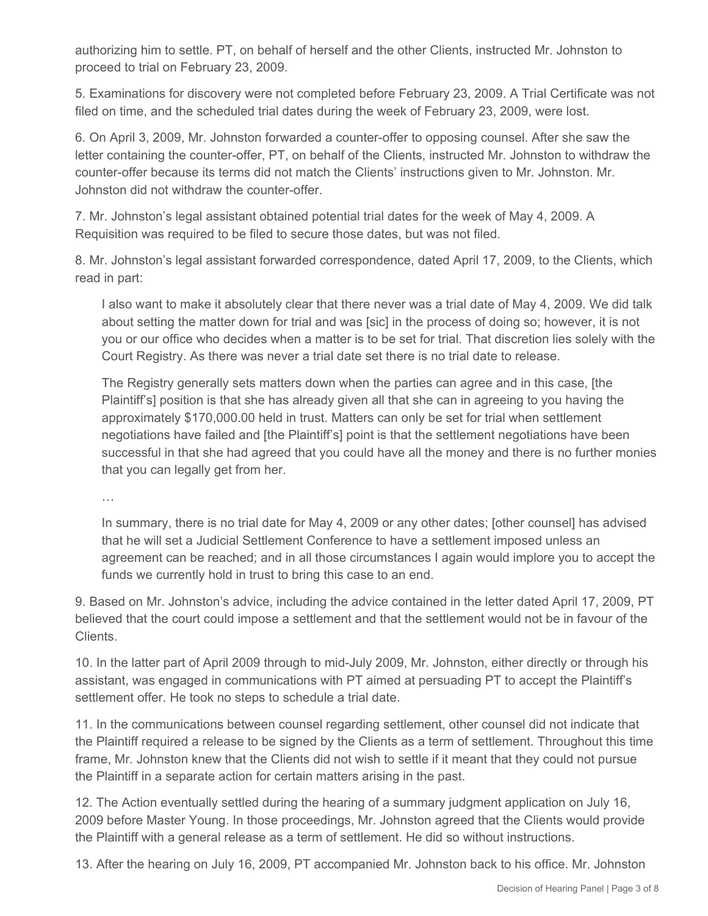authorizing him to settle. PT, on behalf of herself and the other Clients, instructed Mr. Johnston to proceed to trial on February 23, 2009.

5. Examinations for discovery were not completed before February 23, 2009. A Trial Certificate was not filed on time, and the scheduled trial dates during the week of February 23, 2009, were lost.

6. On April 3, 2009, Mr. Johnston forwarded a counter-offer to opposing counsel. After she saw the letter containing the counter-offer, PT, on behalf of the Clients, instructed Mr. Johnston to withdraw the counter-offer because its terms did not match the Clients' instructions given to Mr. Johnston. Mr. Johnston did not withdraw the counter-offer.

7. Mr. Johnston's legal assistant obtained potential trial dates for the week of May 4, 2009. A Requisition was required to be filed to secure those dates, but was not filed.

8. Mr. Johnston's legal assistant forwarded correspondence, dated April 17, 2009, to the Clients, which read in part:

> I also want to make it absolutely clear that there never was a trial date of May 4, 2009. We did talk about setting the matter down for trial and was [sic] in the process of doing so; however, it is not you or our office who decides when a matter is to be set for trial. That discretion lies solely with the Court Registry. As there was never a trial date set there is no trial date to release.
>
> The Registry generally sets matters down when the parties can agree and in this case, [the Plaintiff's] position is that she has already given all that she can in agreeing to you having the approximately $170,000.00 held in trust. Matters can only be set for trial when settlement negotiations have failed and [the Plaintiff's] point is that the settlement negotiations have been successful in that she had agreed that you could have all the money and there is no further monies that you can legally get from her.
>
> …
>
> In summary, there is no trial date for May 4, 2009 or any other dates; [other counsel] has advised that he will set a Judicial Settlement Conference to have a settlement imposed unless an agreement can be reached; and in all those circumstances I again would implore you to accept the funds we currently hold in trust to bring this case to an end.

9. Based on Mr. Johnston's advice, including the advice contained in the letter dated April 17, 2009, PT believed that the court could impose a settlement and that the settlement would not be in favour of the Clients.

10. In the latter part of April 2009 through to mid-July 2009, Mr. Johnston, either directly or through his assistant, was engaged in communications with PT aimed at persuading PT to accept the Plaintiff's settlement offer. He took no steps to schedule a trial date.

11. In the communications between counsel regarding settlement, other counsel did not indicate that the Plaintiff required a release to be signed by the Clients as a term of settlement. Throughout this time frame, Mr. Johnston knew that the Clients did not wish to settle if it meant that they could not pursue the Plaintiff in a separate action for certain matters arising in the past.

12. The Action eventually settled during the hearing of a summary judgment application on July 16, 2009 before Master Young. In those proceedings, Mr. Johnston agreed that the Clients would provide the Plaintiff with a general release as a term of settlement. He did so without instructions.

13. After the hearing on July 16, 2009, PT accompanied Mr. Johnston back to his office. Mr. Johnston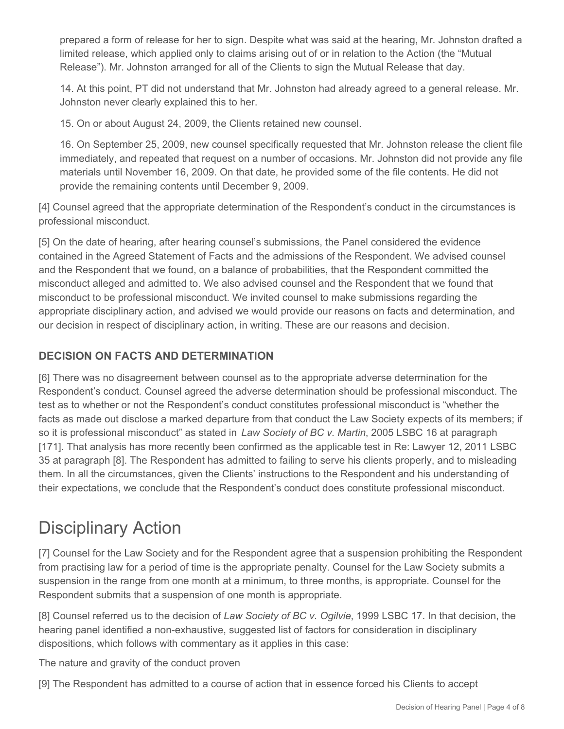prepared a form of release for her to sign. Despite what was said at the hearing, Mr. Johnston drafted a limited release, which applied only to claims arising out of or in relation to the Action (the "Mutual Release"). Mr. Johnston arranged for all of the Clients to sign the Mutual Release that day.

14. At this point, PT did not understand that Mr. Johnston had already agreed to a general release. Mr. Johnston never clearly explained this to her.

15. On or about August 24, 2009, the Clients retained new counsel.

16. On September 25, 2009, new counsel specifically requested that Mr. Johnston release the client file immediately, and repeated that request on a number of occasions. Mr. Johnston did not provide any file materials until November 16, 2009. On that date, he provided some of the file contents. He did not provide the remaining contents until December 9, 2009.

[4] Counsel agreed that the appropriate determination of the Respondent's conduct in the circumstances is professional misconduct.

[5] On the date of hearing, after hearing counsel's submissions, the Panel considered the evidence contained in the Agreed Statement of Facts and the admissions of the Respondent. We advised counsel and the Respondent that we found, on a balance of probabilities, that the Respondent committed the misconduct alleged and admitted to. We also advised counsel and the Respondent that we found that misconduct to be professional misconduct. We invited counsel to make submissions regarding the appropriate disciplinary action, and advised we would provide our reasons on facts and determination, and our decision in respect of disciplinary action, in writing. These are our reasons and decision.

### DECISION ON FACTS AND DETERMINATION

[6] There was no disagreement between counsel as to the appropriate adverse determination for the Respondent's conduct. Counsel agreed the adverse determination should be professional misconduct. The test as to whether or not the Respondent's conduct constitutes professional misconduct is "whether the facts as made out disclose a marked departure from that conduct the Law Society expects of its members; if so it is professional misconduct" as stated in *Law Society of BC v. Martin*, 2005 LSBC 16 at paragraph [171]. That analysis has more recently been confirmed as the applicable test in Re: Lawyer 12, 2011 LSBC 35 at paragraph [8]. The Respondent has admitted to failing to serve his clients properly, and to misleading them. In all the circumstances, given the Clients' instructions to the Respondent and his understanding of their expectations, we conclude that the Respondent's conduct does constitute professional misconduct.

# Disciplinary Action

[7] Counsel for the Law Society and for the Respondent agree that a suspension prohibiting the Respondent from practising law for a period of time is the appropriate penalty. Counsel for the Law Society submits a suspension in the range from one month at a minimum, to three months, is appropriate. Counsel for the Respondent submits that a suspension of one month is appropriate.

[8] Counsel referred us to the decision of *Law Society of BC v. Ogilvie*, 1999 LSBC 17. In that decision, the hearing panel identified a non-exhaustive, suggested list of factors for consideration in disciplinary dispositions, which follows with commentary as it applies in this case:

The nature and gravity of the conduct proven

[9] The Respondent has admitted to a course of action that in essence forced his Clients to accept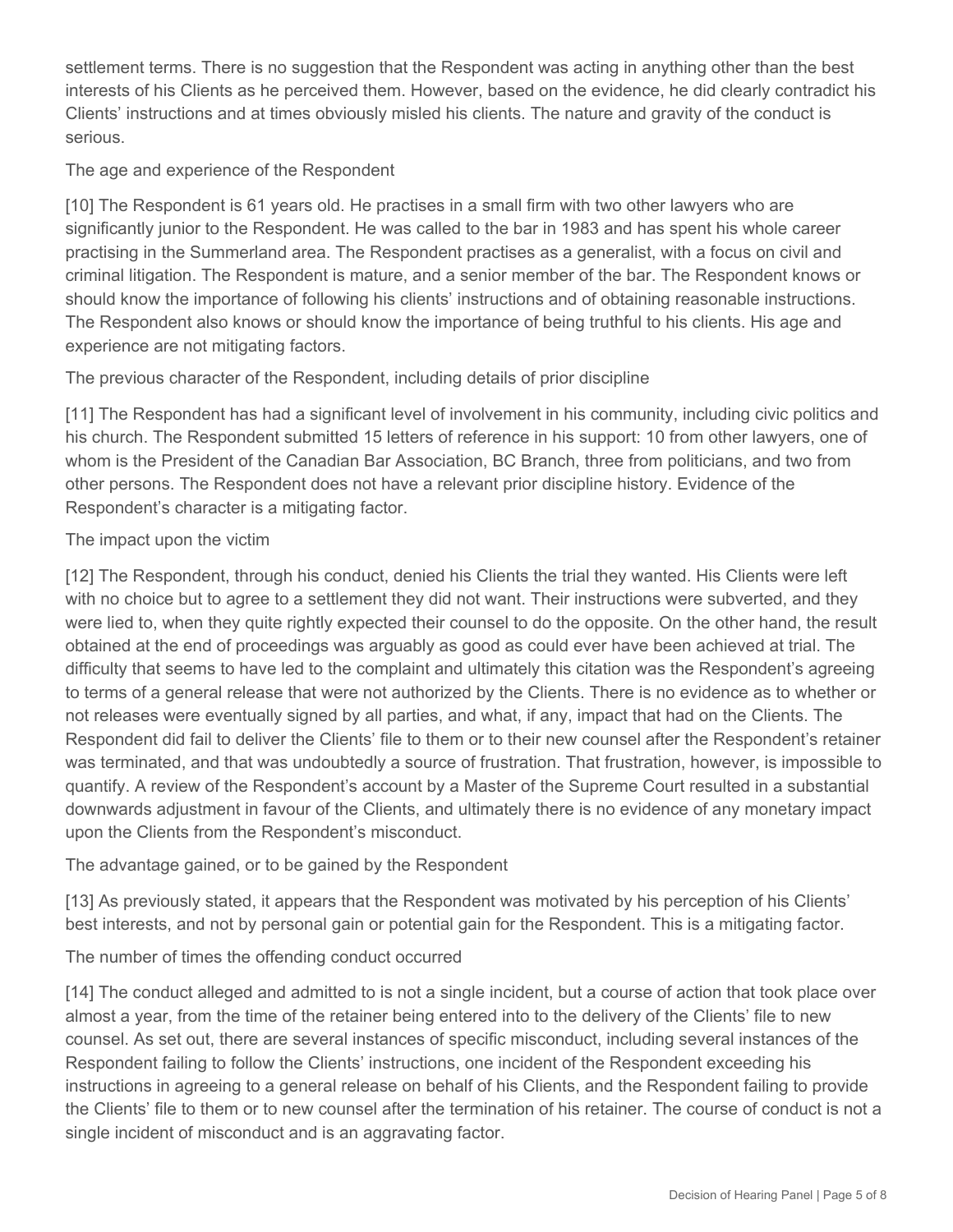settlement terms. There is no suggestion that the Respondent was acting in anything other than the best interests of his Clients as he perceived them. However, based on the evidence, he did clearly contradict his Clients' instructions and at times obviously misled his clients. The nature and gravity of the conduct is serious.

The age and experience of the Respondent

[10] The Respondent is 61 years old. He practises in a small firm with two other lawyers who are significantly junior to the Respondent. He was called to the bar in 1983 and has spent his whole career practising in the Summerland area. The Respondent practises as a generalist, with a focus on civil and criminal litigation. The Respondent is mature, and a senior member of the bar. The Respondent knows or should know the importance of following his clients' instructions and of obtaining reasonable instructions. The Respondent also knows or should know the importance of being truthful to his clients. His age and experience are not mitigating factors.

The previous character of the Respondent, including details of prior discipline

[11] The Respondent has had a significant level of involvement in his community, including civic politics and his church. The Respondent submitted 15 letters of reference in his support: 10 from other lawyers, one of whom is the President of the Canadian Bar Association, BC Branch, three from politicians, and two from other persons. The Respondent does not have a relevant prior discipline history. Evidence of the Respondent's character is a mitigating factor.

The impact upon the victim

[12] The Respondent, through his conduct, denied his Clients the trial they wanted. His Clients were left with no choice but to agree to a settlement they did not want. Their instructions were subverted, and they were lied to, when they quite rightly expected their counsel to do the opposite. On the other hand, the result obtained at the end of proceedings was arguably as good as could ever have been achieved at trial. The difficulty that seems to have led to the complaint and ultimately this citation was the Respondent's agreeing to terms of a general release that were not authorized by the Clients. There is no evidence as to whether or not releases were eventually signed by all parties, and what, if any, impact that had on the Clients. The Respondent did fail to deliver the Clients' file to them or to their new counsel after the Respondent's retainer was terminated, and that was undoubtedly a source of frustration. That frustration, however, is impossible to quantify. A review of the Respondent's account by a Master of the Supreme Court resulted in a substantial downwards adjustment in favour of the Clients, and ultimately there is no evidence of any monetary impact upon the Clients from the Respondent's misconduct.

The advantage gained, or to be gained by the Respondent

[13] As previously stated, it appears that the Respondent was motivated by his perception of his Clients' best interests, and not by personal gain or potential gain for the Respondent. This is a mitigating factor.

The number of times the offending conduct occurred

[14] The conduct alleged and admitted to is not a single incident, but a course of action that took place over almost a year, from the time of the retainer being entered into to the delivery of the Clients' file to new counsel. As set out, there are several instances of specific misconduct, including several instances of the Respondent failing to follow the Clients' instructions, one incident of the Respondent exceeding his instructions in agreeing to a general release on behalf of his Clients, and the Respondent failing to provide the Clients' file to them or to new counsel after the termination of his retainer. The course of conduct is not a single incident of misconduct and is an aggravating factor.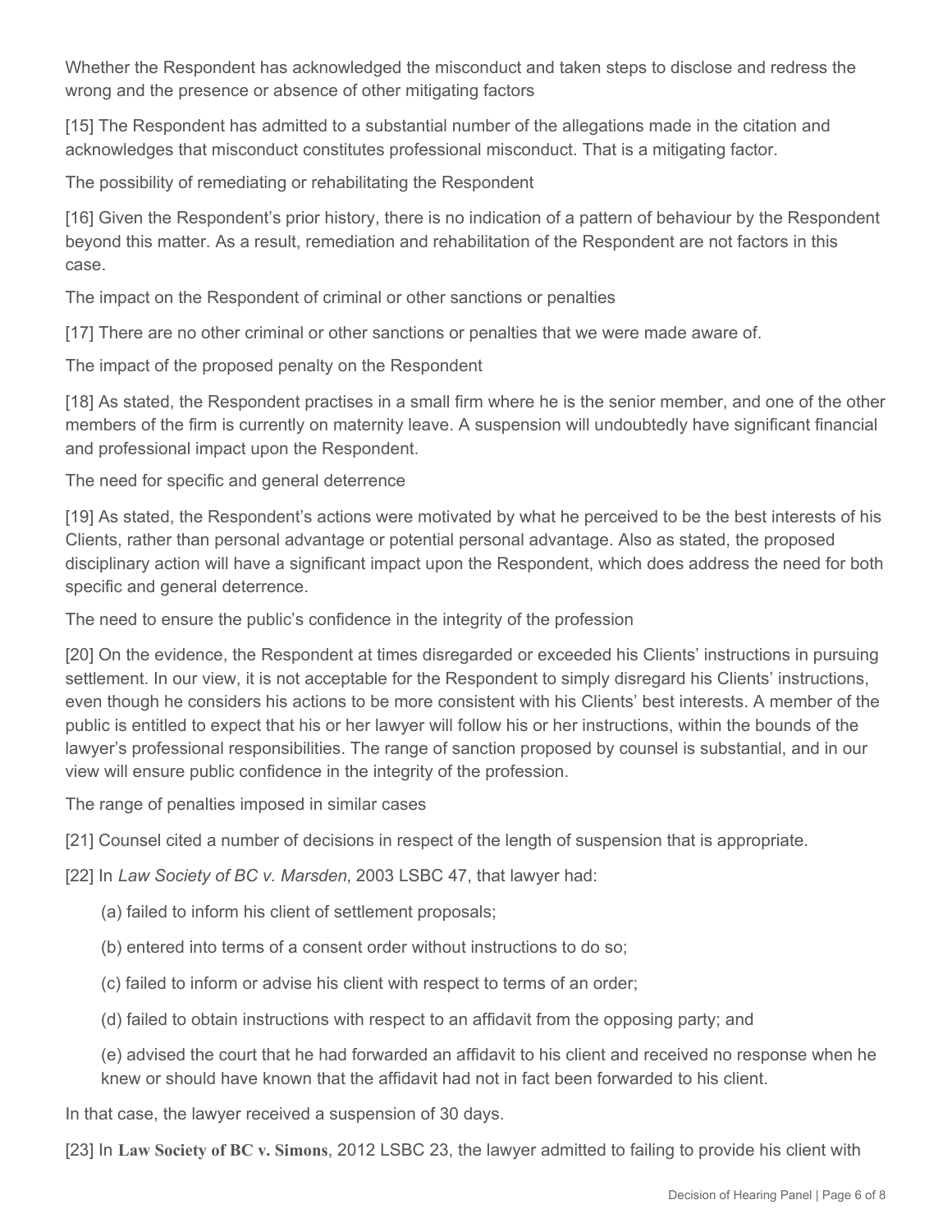Whether the Respondent has acknowledged the misconduct and taken steps to disclose and redress the wrong and the presence or absence of other mitigating factors

[15] The Respondent has admitted to a substantial number of the allegations made in the citation and acknowledges that misconduct constitutes professional misconduct. That is a mitigating factor.

The possibility of remediating or rehabilitating the Respondent

[16] Given the Respondent's prior history, there is no indication of a pattern of behaviour by the Respondent beyond this matter. As a result, remediation and rehabilitation of the Respondent are not factors in this case.

The impact on the Respondent of criminal or other sanctions or penalties

[17] There are no other criminal or other sanctions or penalties that we were made aware of.

The impact of the proposed penalty on the Respondent

[18] As stated, the Respondent practises in a small firm where he is the senior member, and one of the other members of the firm is currently on maternity leave. A suspension will undoubtedly have significant financial and professional impact upon the Respondent.

The need for specific and general deterrence

[19] As stated, the Respondent's actions were motivated by what he perceived to be the best interests of his Clients, rather than personal advantage or potential personal advantage. Also as stated, the proposed disciplinary action will have a significant impact upon the Respondent, which does address the need for both specific and general deterrence.

The need to ensure the public's confidence in the integrity of the profession

[20] On the evidence, the Respondent at times disregarded or exceeded his Clients' instructions in pursuing settlement. In our view, it is not acceptable for the Respondent to simply disregard his Clients' instructions, even though he considers his actions to be more consistent with his Clients' best interests. A member of the public is entitled to expect that his or her lawyer will follow his or her instructions, within the bounds of the lawyer's professional responsibilities. The range of sanction proposed by counsel is substantial, and in our view will ensure public confidence in the integrity of the profession.

The range of penalties imposed in similar cases

[21] Counsel cited a number of decisions in respect of the length of suspension that is appropriate.

[22] In *Law Society of BC v. Marsden*, 2003 LSBC 47, that lawyer had:

(a) failed to inform his client of settlement proposals;

(b) entered into terms of a consent order without instructions to do so;

(c) failed to inform or advise his client with respect to terms of an order;

(d) failed to obtain instructions with respect to an affidavit from the opposing party; and

(e) advised the court that he had forwarded an affidavit to his client and received no response when he knew or should have known that the affidavit had not in fact been forwarded to his client.

In that case, the lawyer received a suspension of 30 days.

[23] In **Law Society of BC v. Simons**, 2012 LSBC 23, the lawyer admitted to failing to provide his client with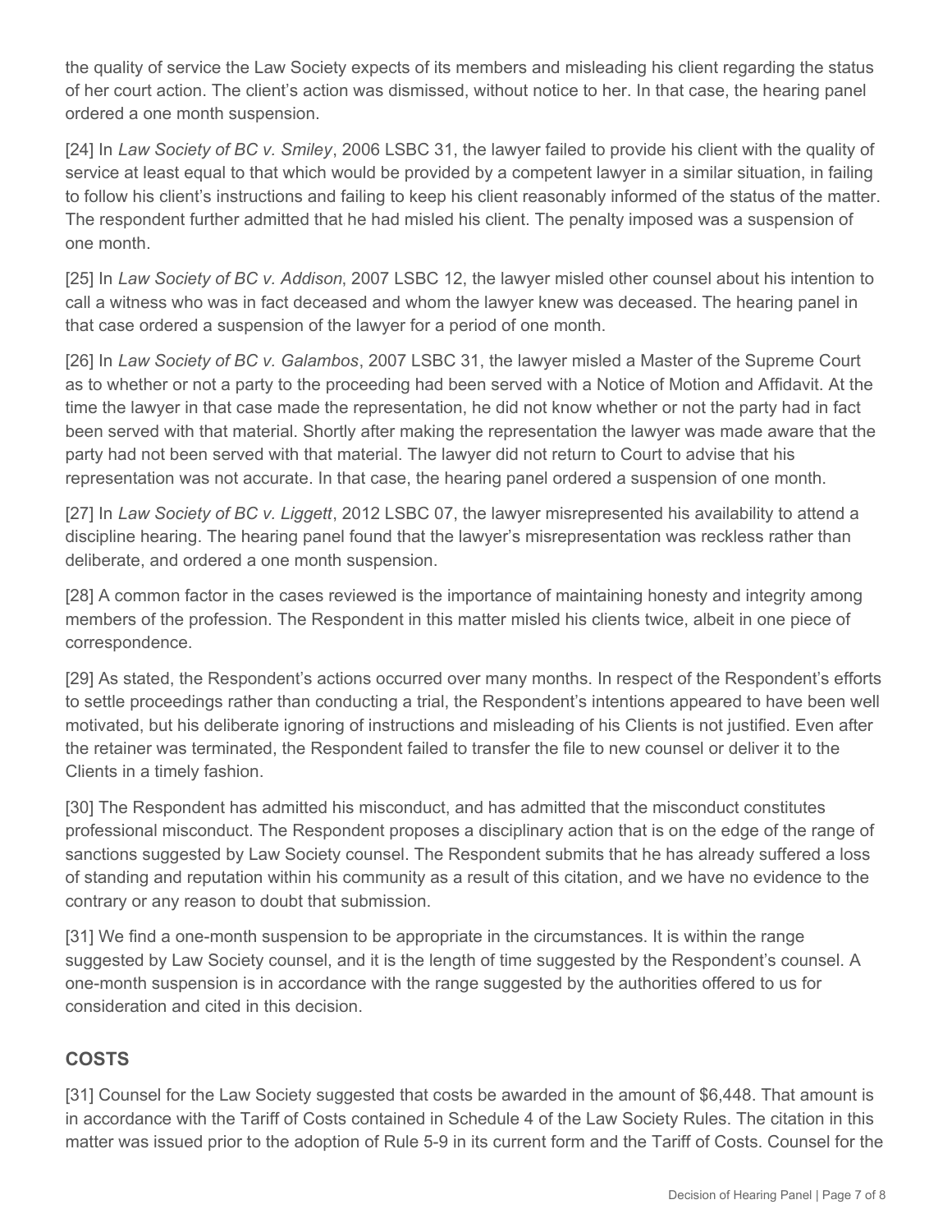the quality of service the Law Society expects of its members and misleading his client regarding the status of her court action. The client's action was dismissed, without notice to her. In that case, the hearing panel ordered a one month suspension.

[24] In *Law Society of BC v. Smiley*, 2006 LSBC 31, the lawyer failed to provide his client with the quality of service at least equal to that which would be provided by a competent lawyer in a similar situation, in failing to follow his client's instructions and failing to keep his client reasonably informed of the status of the matter. The respondent further admitted that he had misled his client. The penalty imposed was a suspension of one month.

[25] In *Law Society of BC v. Addison*, 2007 LSBC 12, the lawyer misled other counsel about his intention to call a witness who was in fact deceased and whom the lawyer knew was deceased. The hearing panel in that case ordered a suspension of the lawyer for a period of one month.

[26] In *Law Society of BC v. Galambos*, 2007 LSBC 31, the lawyer misled a Master of the Supreme Court as to whether or not a party to the proceeding had been served with a Notice of Motion and Affidavit. At the time the lawyer in that case made the representation, he did not know whether or not the party had in fact been served with that material. Shortly after making the representation the lawyer was made aware that the party had not been served with that material. The lawyer did not return to Court to advise that his representation was not accurate. In that case, the hearing panel ordered a suspension of one month.

[27] In *Law Society of BC v. Liggett*, 2012 LSBC 07, the lawyer misrepresented his availability to attend a discipline hearing. The hearing panel found that the lawyer's misrepresentation was reckless rather than deliberate, and ordered a one month suspension.

[28] A common factor in the cases reviewed is the importance of maintaining honesty and integrity among members of the profession. The Respondent in this matter misled his clients twice, albeit in one piece of correspondence.

[29] As stated, the Respondent's actions occurred over many months. In respect of the Respondent's efforts to settle proceedings rather than conducting a trial, the Respondent's intentions appeared to have been well motivated, but his deliberate ignoring of instructions and misleading of his Clients is not justified. Even after the retainer was terminated, the Respondent failed to transfer the file to new counsel or deliver it to the Clients in a timely fashion.

[30] The Respondent has admitted his misconduct, and has admitted that the misconduct constitutes professional misconduct. The Respondent proposes a disciplinary action that is on the edge of the range of sanctions suggested by Law Society counsel. The Respondent submits that he has already suffered a loss of standing and reputation within his community as a result of this citation, and we have no evidence to the contrary or any reason to doubt that submission.

[31] We find a one-month suspension to be appropriate in the circumstances. It is within the range suggested by Law Society counsel, and it is the length of time suggested by the Respondent's counsel. A one-month suspension is in accordance with the range suggested by the authorities offered to us for consideration and cited in this decision.

## COSTS

[31] Counsel for the Law Society suggested that costs be awarded in the amount of $6,448. That amount is in accordance with the Tariff of Costs contained in Schedule 4 of the Law Society Rules. The citation in this matter was issued prior to the adoption of Rule 5-9 in its current form and the Tariff of Costs. Counsel for the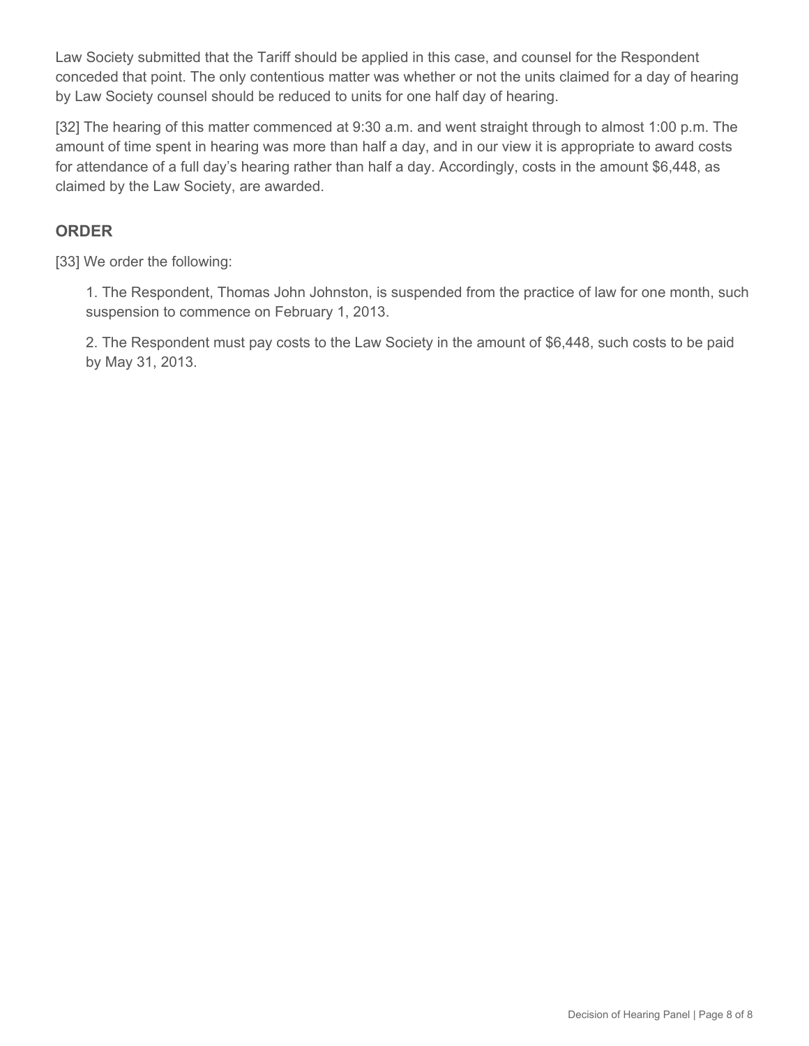Law Society submitted that the Tariff should be applied in this case, and counsel for the Respondent conceded that point. The only contentious matter was whether or not the units claimed for a day of hearing by Law Society counsel should be reduced to units for one half day of hearing.

[32] The hearing of this matter commenced at 9:30 a.m. and went straight through to almost 1:00 p.m. The amount of time spent in hearing was more than half a day, and in our view it is appropriate to award costs for attendance of a full day's hearing rather than half a day. Accordingly, costs in the amount $6,448, as claimed by the Law Society, are awarded.

## ORDER

[33] We order the following:

1. The Respondent, Thomas John Johnston, is suspended from the practice of law for one month, such suspension to commence on February 1, 2013.

2. The Respondent must pay costs to the Law Society in the amount of $6,448, such costs to be paid by May 31, 2013.